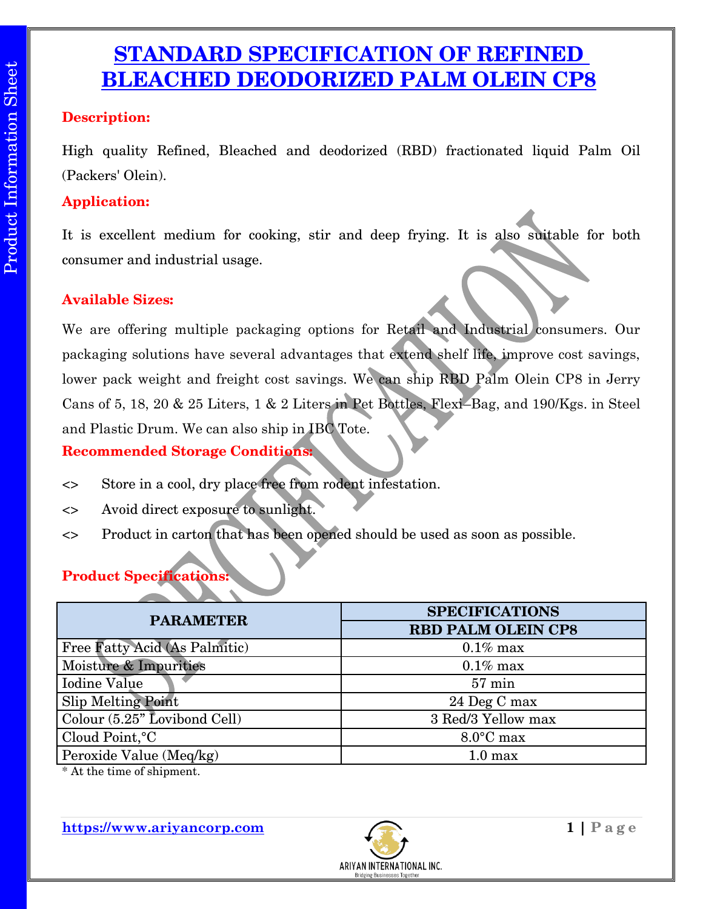# STANDARD SPECIFICATION OF REFINED BLEACHED DEODORIZED PALM OLEIN CP8

**Description:**

High quality Refined, Bleached and deodorized (RBD) fractionated liquid Palm Oil (Packers' Olein).

**Application:**

It is excellent medium for cooking, stir and deep frying. It is also suitable for both consumer and industrial usage.

**Available Sizes:**

We are offering multiple packaging options for Retail and Industrial consumers. Our packaging solutions have several advantages that extend shelf life, improve cost savings, lower pack weight and freight cost savings. We can ship RBD Palm Olein CP8 in Jerry Cans of 5, 18, 20 & 25 Liters, 1 & 2 Liters in Pet Bottles, Flexi–Bag, and 190/Kgs. in Steel and Plastic Drum. We can also ship in IBC Tote.

**Recommended Storage Conditions:**

<> Store in a cool, dry place free from rodent infestation.

<> Avoid direct exposure to sunlight.

<> Product in carton that has been opened should be used as soon as possible.

**Product Specifications:**

| PARAMETER | SPECIFICATIONS |
|---|---|
| | RBD PALM OLEIN CP8 |
| Free Fatty Acid (As Palmitic) | 0.1% max |
| Moisture & Impurities | 0.1% max |
| Iodine Value | 57 min |
| Slip Melting Point | 24 Deg C max |
| Colour (5.25" Lovibond Cell) | 3 Red/3 Yellow max |
| Cloud Point,°C | 8.0°C max |
| Peroxide Value (Meq/kg) | 1.0 max |

* At the time of shipment.

https://www.ariyancorp.com

ARIYAN INTERNATIONAL INC.
Bridging Businesses Together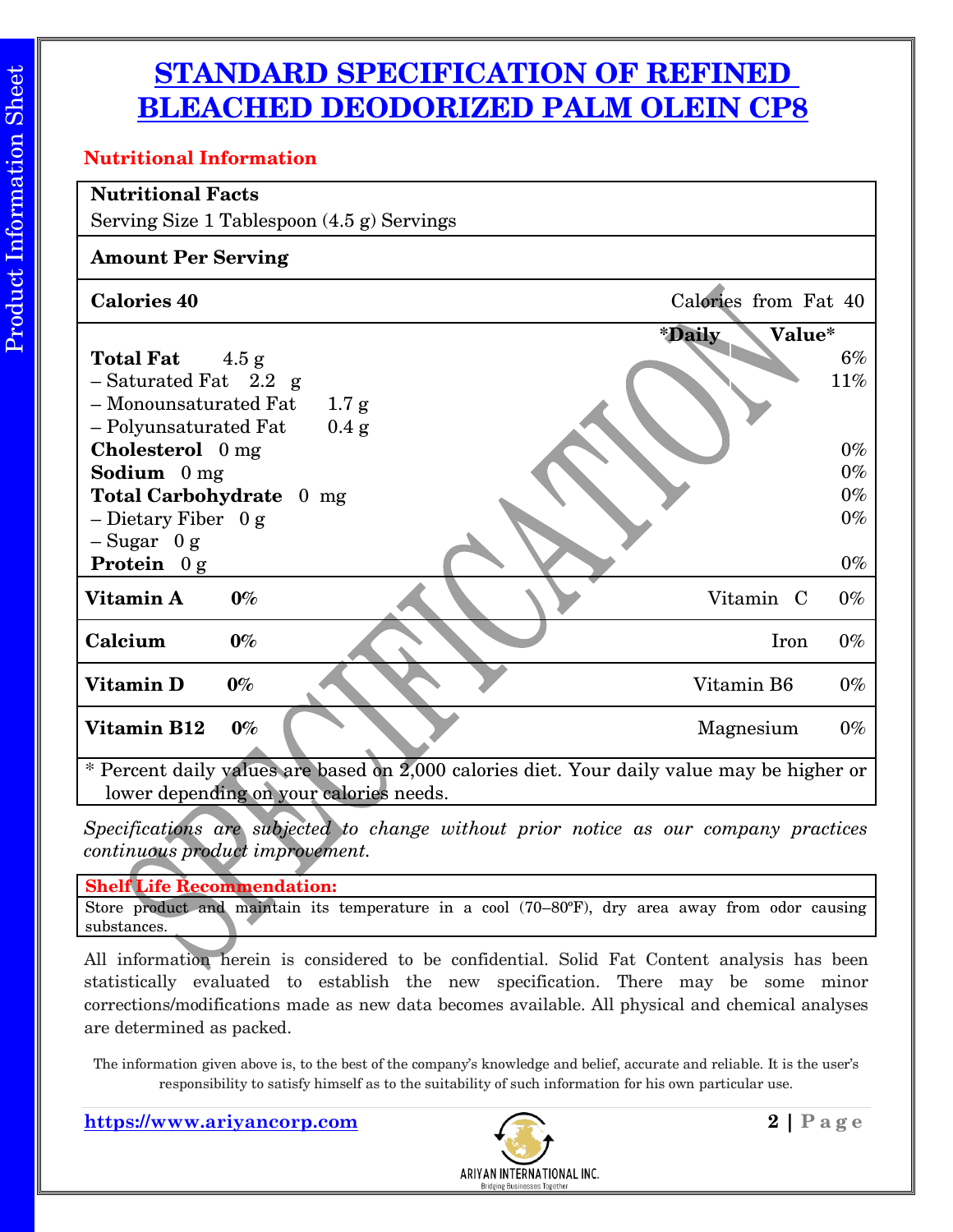# STANDARD SPECIFICATION OF REFINED BLEACHED DEODORIZED PALM OLEIN CP8

**Nutritional Information**

| | |
|---|---|
| **Nutritional Facts**<br>Serving Size 1 Tablespoon (4.5 g) Servings | |
| **Amount Per Serving** | |
| **Calories 40** | Calories from Fat 40 |
| | ***Daily Value*** |
| **Total Fat** 4.5 g | 6% |
| – Saturated Fat 2.2 g | 11% |
| – Monounsaturated Fat 1.7 g | |
| – Polyunsaturated Fat 0.4 g | |
| **Cholesterol** 0 mg | 0% |
| **Sodium** 0 mg | 0% |
| **Total Carbohydrate** 0 mg | 0% |
| – Dietary Fiber 0 g | 0% |
| – Sugar 0 g | |
| **Protein** 0 g | 0% |
| **Vitamin A** 0% | Vitamin C 0% |
| **Calcium** 0% | Iron 0% |
| **Vitamin D** 0% | Vitamin B6 0% |
| **Vitamin B12** 0% | Magnesium 0% |
| * Percent daily values are based on 2,000 calories diet. Your daily value may be higher or lower depending on your calories needs. | |

*Specifications are subjected to change without prior notice as our company practices continuous product improvement.*

| **Shelf Life Recommendation:** |
|---|
| Store product and maintain its temperature in a cool (70–80ºF), dry area away from odor causing substances. |

All information herein is considered to be confidential. Solid Fat Content analysis has been statistically evaluated to establish the new specification. There may be some minor corrections/modifications made as new data becomes available. All physical and chemical analyses are determined as packed.

The information given above is, to the best of the company's knowledge and belief, accurate and reliable. It is the user's responsibility to satisfy himself as to the suitability of such information for his own particular use.

https://www.ariyancorp.com

ARIYAN INTERNATIONAL INC.
Bridging Businesses Together